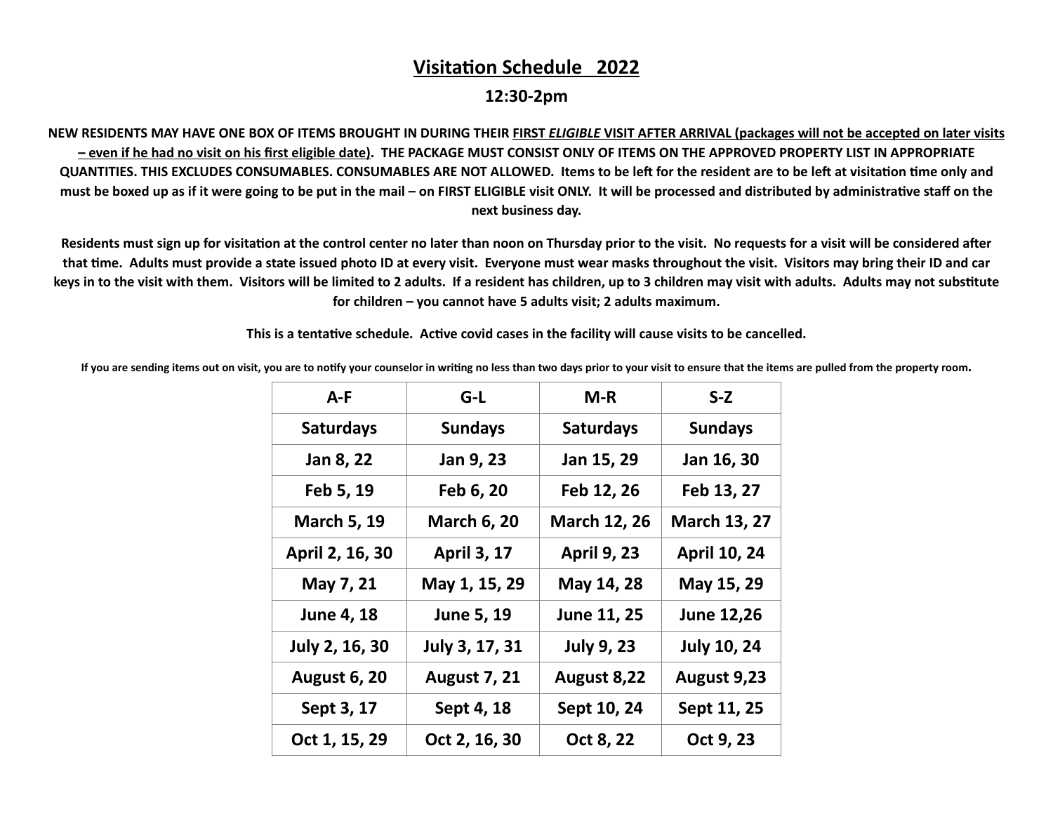# Visitation Schedule 2022

## 12:30-2pm

**NEW RESIDENTS MAY HAVE ONE BOX OF ITEMS BROUGHT IN DURING THEIR FIRST *ELIGIBLE* VISIT AFTER ARRIVAL (packages will not be accepted on later visits – even if he had no visit on his first eligible date). THE PACKAGE MUST CONSIST ONLY OF ITEMS ON THE APPROVED PROPERTY LIST IN APPROPRIATE QUANTITIES. THIS EXCLUDES CONSUMABLES. CONSUMABLES ARE NOT ALLOWED. Items to be left for the resident are to be left at visitation time only and must be boxed up as if it were going to be put in the mail – on FIRST ELIGIBLE visit ONLY. It will be processed and distributed by administrative staff on the next business day.**

**Residents must sign up for visitation at the control center no later than noon on Thursday prior to the visit. No requests for a visit will be considered after that time. Adults must provide a state issued photo ID at every visit. Everyone must wear masks throughout the visit. Visitors may bring their ID and car keys in to the visit with them. Visitors will be limited to 2 adults. If a resident has children, up to 3 children may visit with adults. Adults may not substitute for children – you cannot have 5 adults visit; 2 adults maximum.**

**This is a tentative schedule. Active covid cases in the facility will cause visits to be cancelled.**

**If you are sending items out on visit, you are to notify your counselor in writing no less than two days prior to your visit to ensure that the items are pulled from the property room.**

| A-F | G-L | M-R | S-Z |
|---|---|---|---|
| Saturdays | Sundays | Saturdays | Sundays |
| Jan 8, 22 | Jan 9, 23 | Jan 15, 29 | Jan 16, 30 |
| Feb 5, 19 | Feb 6, 20 | Feb 12, 26 | Feb 13, 27 |
| March 5, 19 | March 6, 20 | March 12, 26 | March 13, 27 |
| April 2, 16, 30 | April 3, 17 | April 9, 23 | April 10, 24 |
| May 7, 21 | May 1, 15, 29 | May 14, 28 | May 15, 29 |
| June 4, 18 | June 5, 19 | June 11, 25 | June 12,26 |
| July 2, 16, 30 | July 3, 17, 31 | July 9, 23 | July 10, 24 |
| August 6, 20 | August 7, 21 | August 8,22 | August 9,23 |
| Sept 3, 17 | Sept 4, 18 | Sept 10, 24 | Sept 11, 25 |
| Oct 1, 15, 29 | Oct 2, 16, 30 | Oct 8, 22 | Oct 9, 23 |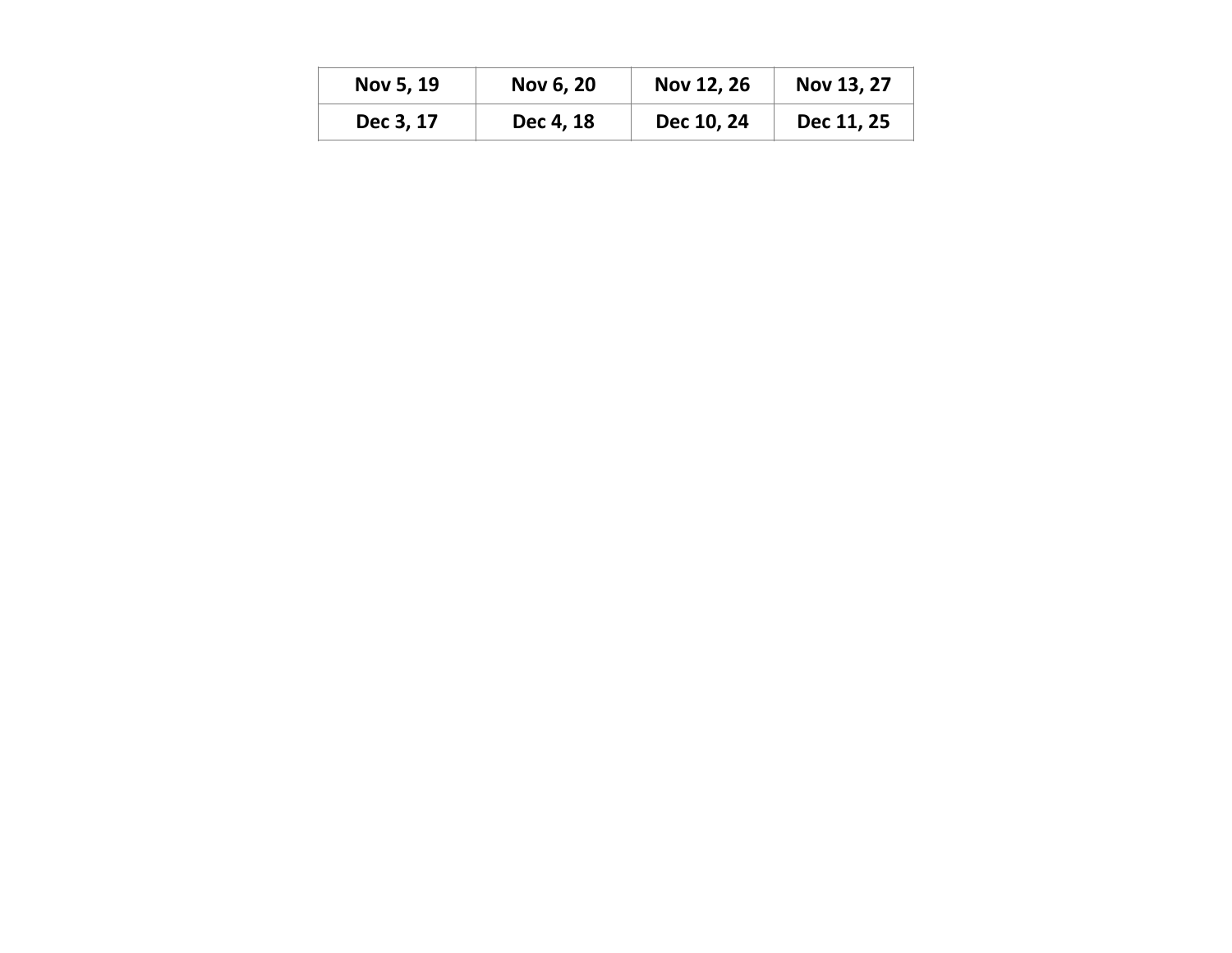| | | | |
|---|---|---|---|
| **Nov 5, 19** | **Nov 6, 20** | **Nov 12, 26** | **Nov 13, 27** |
| **Dec 3, 17** | **Dec 4, 18** | **Dec 10, 24** | **Dec 11, 25** |